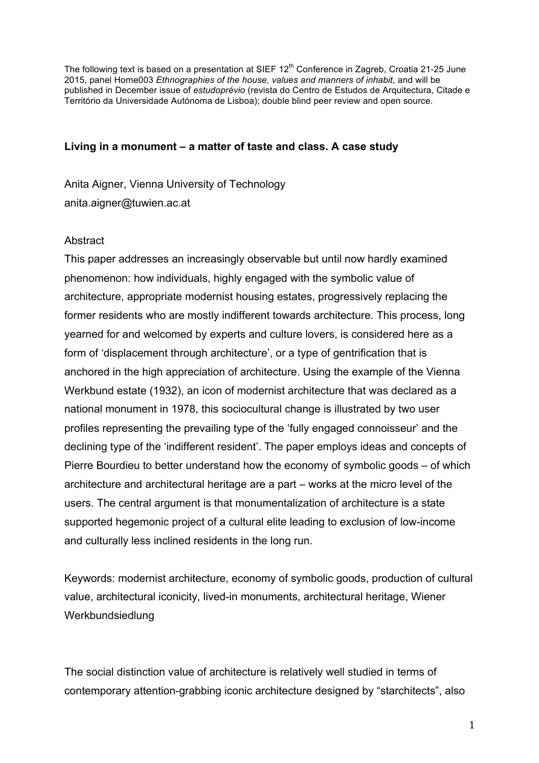The following text is based on a presentation at SIEF 12th Conference in Zagreb, Croatia 21-25 June 2015, panel Home003 *Ethnographies of the house, values and manners of inhabit*, and will be published in December issue of *estudoprévio* (revista do Centro de Estudos de Arquitectura, Citade e Território da Universidade Autónoma de Lisboa); double blind peer review and open source.

**Living in a monument – a matter of taste and class. A case study**

Anita Aigner, Vienna University of Technology
anita.aigner@tuwien.ac.at

Abstract

This paper addresses an increasingly observable but until now hardly examined phenomenon: how individuals, highly engaged with the symbolic value of architecture, appropriate modernist housing estates, progressively replacing the former residents who are mostly indifferent towards architecture. This process, long yearned for and welcomed by experts and culture lovers, is considered here as a form of 'displacement through architecture', or a type of gentrification that is anchored in the high appreciation of architecture. Using the example of the Vienna Werkbund estate (1932), an icon of modernist architecture that was declared as a national monument in 1978, this sociocultural change is illustrated by two user profiles representing the prevailing type of the 'fully engaged connoisseur' and the declining type of the 'indifferent resident'. The paper employs ideas and concepts of Pierre Bourdieu to better understand how the economy of symbolic goods – of which architecture and architectural heritage are a part – works at the micro level of the users. The central argument is that monumentalization of architecture is a state supported hegemonic project of a cultural elite leading to exclusion of low-income and culturally less inclined residents in the long run.

Keywords: modernist architecture, economy of symbolic goods, production of cultural value, architectural iconicity, lived-in monuments, architectural heritage, Wiener Werkbundsiedlung

The social distinction value of architecture is relatively well studied in terms of contemporary attention-grabbing iconic architecture designed by "starchitects", also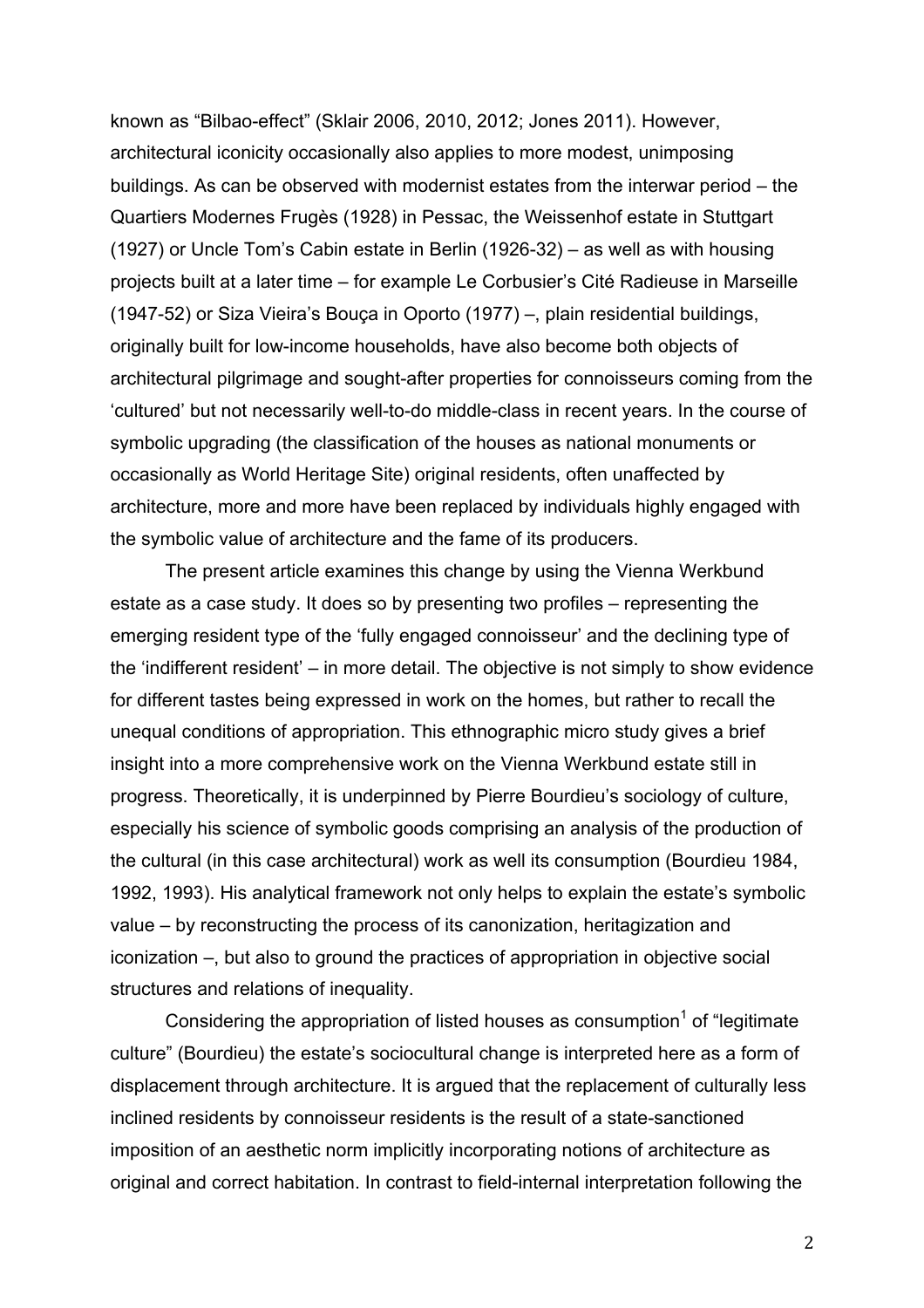known as "Bilbao-effect" (Sklair 2006, 2010, 2012; Jones 2011). However, architectural iconicity occasionally also applies to more modest, unimposing buildings. As can be observed with modernist estates from the interwar period – the Quartiers Modernes Frugès (1928) in Pessac, the Weissenhof estate in Stuttgart (1927) or Uncle Tom's Cabin estate in Berlin (1926-32) – as well as with housing projects built at a later time – for example Le Corbusier's Cité Radieuse in Marseille (1947-52) or Siza Vieira's Bouça in Oporto (1977) –, plain residential buildings, originally built for low-income households, have also become both objects of architectural pilgrimage and sought-after properties for connoisseurs coming from the 'cultured' but not necessarily well-to-do middle-class in recent years. In the course of symbolic upgrading (the classification of the houses as national monuments or occasionally as World Heritage Site) original residents, often unaffected by architecture, more and more have been replaced by individuals highly engaged with the symbolic value of architecture and the fame of its producers.

The present article examines this change by using the Vienna Werkbund estate as a case study. It does so by presenting two profiles – representing the emerging resident type of the 'fully engaged connoisseur' and the declining type of the 'indifferent resident' – in more detail. The objective is not simply to show evidence for different tastes being expressed in work on the homes, but rather to recall the unequal conditions of appropriation. This ethnographic micro study gives a brief insight into a more comprehensive work on the Vienna Werkbund estate still in progress. Theoretically, it is underpinned by Pierre Bourdieu's sociology of culture, especially his science of symbolic goods comprising an analysis of the production of the cultural (in this case architectural) work as well its consumption (Bourdieu 1984, 1992, 1993). His analytical framework not only helps to explain the estate's symbolic value – by reconstructing the process of its canonization, heritagization and iconization –, but also to ground the practices of appropriation in objective social structures and relations of inequality.

Considering the appropriation of listed houses as consumption[1] of "legitimate culture" (Bourdieu) the estate's sociocultural change is interpreted here as a form of displacement through architecture. It is argued that the replacement of culturally less inclined residents by connoisseur residents is the result of a state-sanctioned imposition of an aesthetic norm implicitly incorporating notions of architecture as original and correct habitation. In contrast to field-internal interpretation following the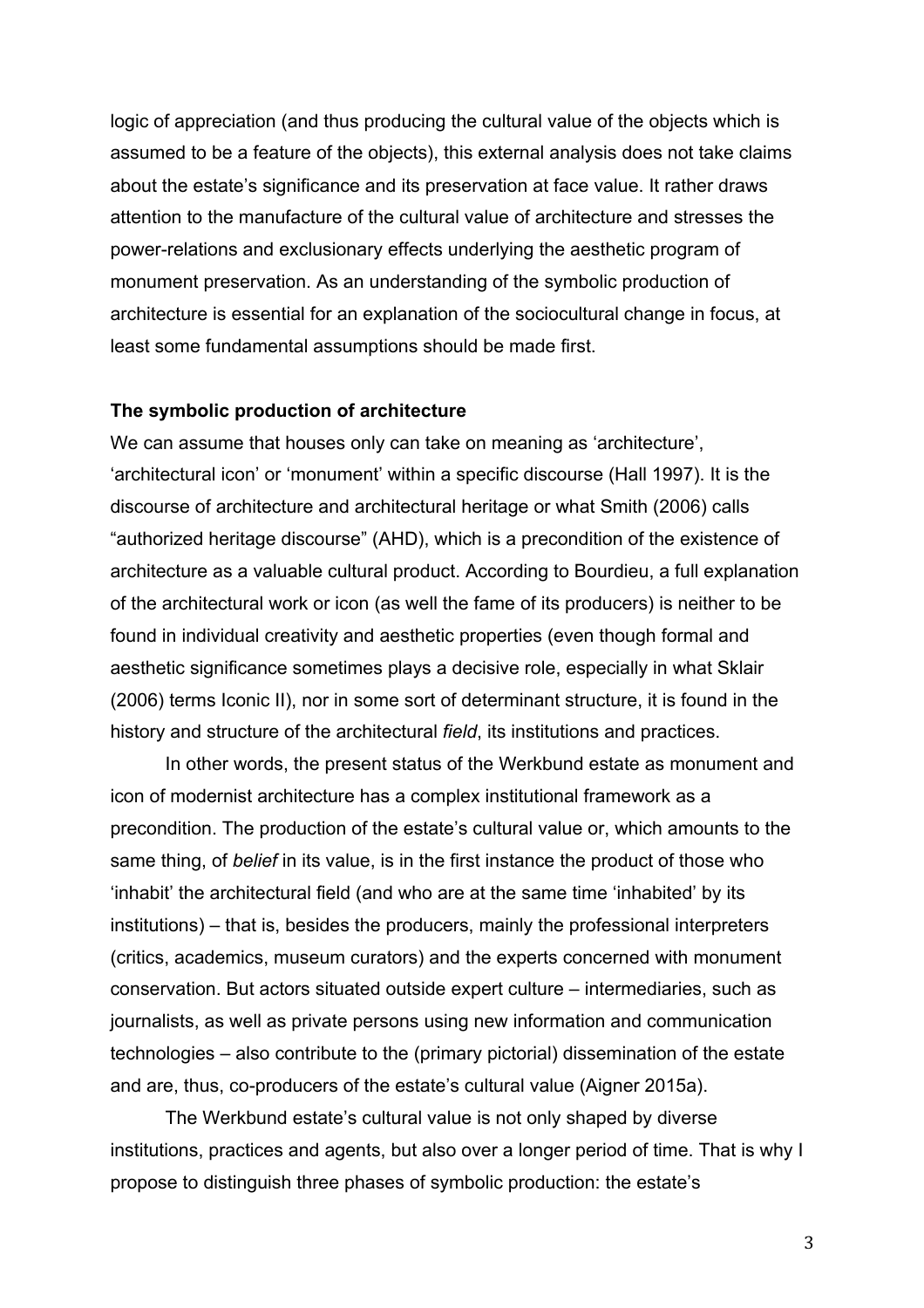logic of appreciation (and thus producing the cultural value of the objects which is assumed to be a feature of the objects), this external analysis does not take claims about the estate's significance and its preservation at face value. It rather draws attention to the manufacture of the cultural value of architecture and stresses the power-relations and exclusionary effects underlying the aesthetic program of monument preservation. As an understanding of the symbolic production of architecture is essential for an explanation of the sociocultural change in focus, at least some fundamental assumptions should be made first.

**The symbolic production of architecture**

We can assume that houses only can take on meaning as 'architecture', 'architectural icon' or 'monument' within a specific discourse (Hall 1997). It is the discourse of architecture and architectural heritage or what Smith (2006) calls "authorized heritage discourse" (AHD), which is a precondition of the existence of architecture as a valuable cultural product. According to Bourdieu, a full explanation of the architectural work or icon (as well the fame of its producers) is neither to be found in individual creativity and aesthetic properties (even though formal and aesthetic significance sometimes plays a decisive role, especially in what Sklair (2006) terms Iconic II), nor in some sort of determinant structure, it is found in the history and structure of the architectural *field*, its institutions and practices.

In other words, the present status of the Werkbund estate as monument and icon of modernist architecture has a complex institutional framework as a precondition. The production of the estate's cultural value or, which amounts to the same thing, of *belief* in its value, is in the first instance the product of those who 'inhabit' the architectural field (and who are at the same time 'inhabited' by its institutions) – that is, besides the producers, mainly the professional interpreters (critics, academics, museum curators) and the experts concerned with monument conservation. But actors situated outside expert culture – intermediaries, such as journalists, as well as private persons using new information and communication technologies – also contribute to the (primary pictorial) dissemination of the estate and are, thus, co-producers of the estate's cultural value (Aigner 2015a).

The Werkbund estate's cultural value is not only shaped by diverse institutions, practices and agents, but also over a longer period of time. That is why I propose to distinguish three phases of symbolic production: the estate's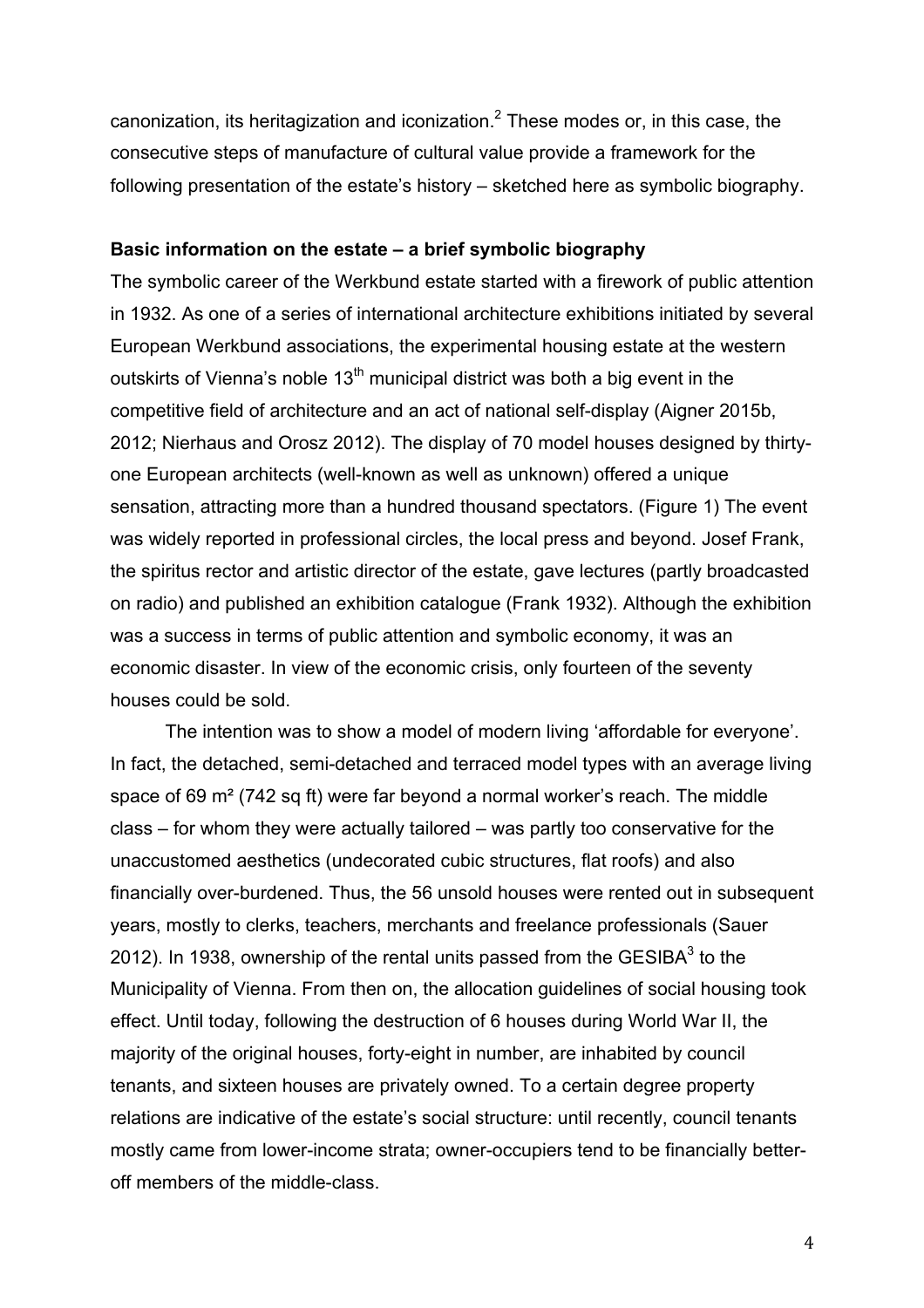canonization, its heritagization and iconization.[2] These modes or, in this case, the consecutive steps of manufacture of cultural value provide a framework for the following presentation of the estate's history – sketched here as symbolic biography.

## Basic information on the estate – a brief symbolic biography

The symbolic career of the Werkbund estate started with a firework of public attention in 1932. As one of a series of international architecture exhibitions initiated by several European Werkbund associations, the experimental housing estate at the western outskirts of Vienna's noble 13th municipal district was both a big event in the competitive field of architecture and an act of national self-display (Aigner 2015b, 2012; Nierhaus and Orosz 2012). The display of 70 model houses designed by thirty-one European architects (well-known as well as unknown) offered a unique sensation, attracting more than a hundred thousand spectators. (Figure 1) The event was widely reported in professional circles, the local press and beyond. Josef Frank, the spiritus rector and artistic director of the estate, gave lectures (partly broadcasted on radio) and published an exhibition catalogue (Frank 1932). Although the exhibition was a success in terms of public attention and symbolic economy, it was an economic disaster. In view of the economic crisis, only fourteen of the seventy houses could be sold.

The intention was to show a model of modern living 'affordable for everyone'. In fact, the detached, semi-detached and terraced model types with an average living space of 69 m² (742 sq ft) were far beyond a normal worker's reach. The middle class – for whom they were actually tailored – was partly too conservative for the unaccustomed aesthetics (undecorated cubic structures, flat roofs) and also financially over-burdened. Thus, the 56 unsold houses were rented out in subsequent years, mostly to clerks, teachers, merchants and freelance professionals (Sauer 2012). In 1938, ownership of the rental units passed from the GESIBA[3] to the Municipality of Vienna. From then on, the allocation guidelines of social housing took effect. Until today, following the destruction of 6 houses during World War II, the majority of the original houses, forty-eight in number, are inhabited by council tenants, and sixteen houses are privately owned. To a certain degree property relations are indicative of the estate's social structure: until recently, council tenants mostly came from lower-income strata; owner-occupiers tend to be financially better-off members of the middle-class.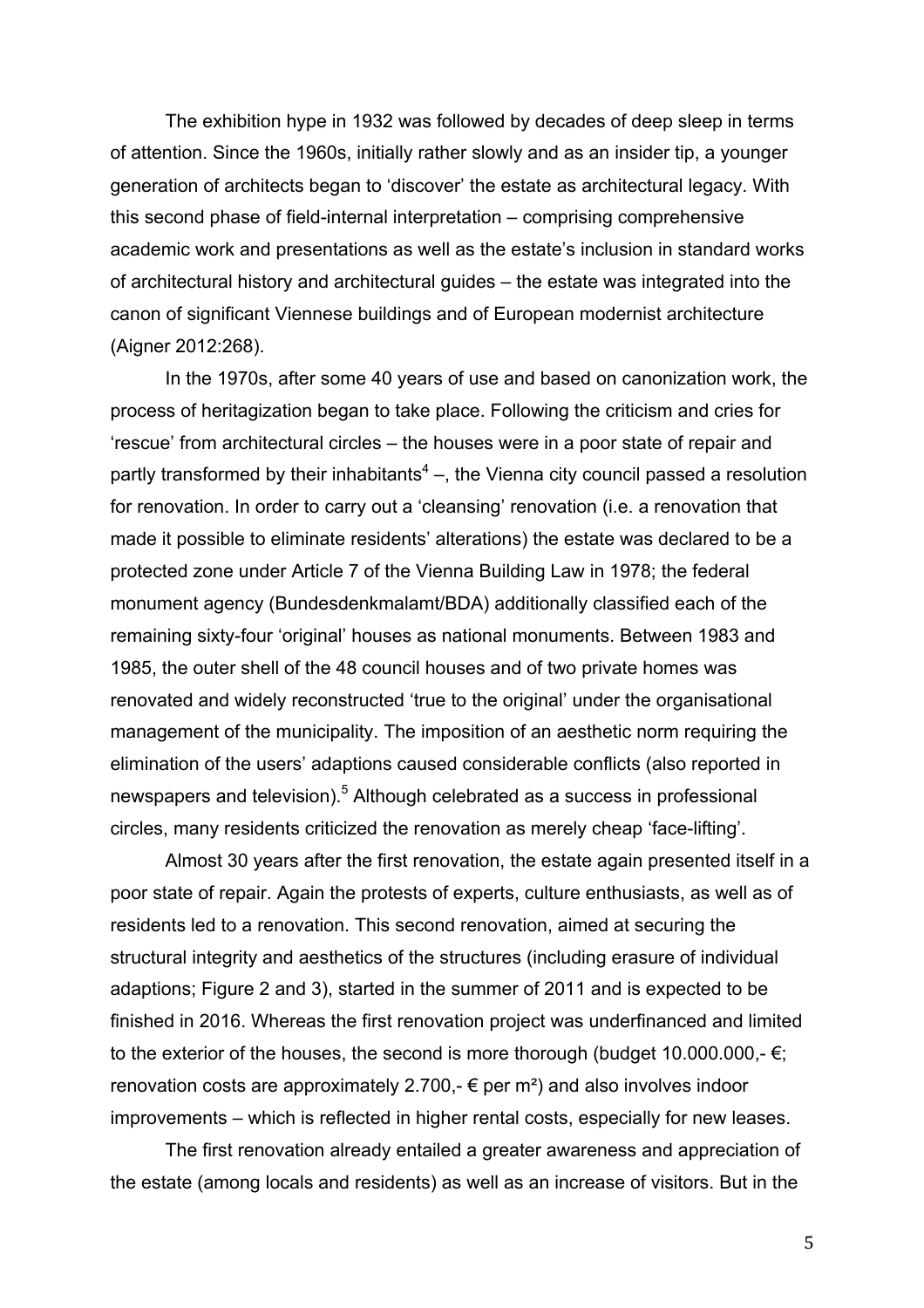The exhibition hype in 1932 was followed by decades of deep sleep in terms of attention. Since the 1960s, initially rather slowly and as an insider tip, a younger generation of architects began to 'discover' the estate as architectural legacy. With this second phase of field-internal interpretation – comprising comprehensive academic work and presentations as well as the estate's inclusion in standard works of architectural history and architectural guides – the estate was integrated into the canon of significant Viennese buildings and of European modernist architecture (Aigner 2012:268).

In the 1970s, after some 40 years of use and based on canonization work, the process of heritagization began to take place. Following the criticism and cries for 'rescue' from architectural circles – the houses were in a poor state of repair and partly transformed by their inhabitants[4] –, the Vienna city council passed a resolution for renovation. In order to carry out a 'cleansing' renovation (i.e. a renovation that made it possible to eliminate residents' alterations) the estate was declared to be a protected zone under Article 7 of the Vienna Building Law in 1978; the federal monument agency (Bundesdenkmalamt/BDA) additionally classified each of the remaining sixty-four 'original' houses as national monuments. Between 1983 and 1985, the outer shell of the 48 council houses and of two private homes was renovated and widely reconstructed 'true to the original' under the organisational management of the municipality. The imposition of an aesthetic norm requiring the elimination of the users' adaptions caused considerable conflicts (also reported in newspapers and television).[5] Although celebrated as a success in professional circles, many residents criticized the renovation as merely cheap 'face-lifting'.

Almost 30 years after the first renovation, the estate again presented itself in a poor state of repair. Again the protests of experts, culture enthusiasts, as well as of residents led to a renovation. This second renovation, aimed at securing the structural integrity and aesthetics of the structures (including erasure of individual adaptions; Figure 2 and 3), started in the summer of 2011 and is expected to be finished in 2016. Whereas the first renovation project was underfinanced and limited to the exterior of the houses, the second is more thorough (budget 10.000.000,- €; renovation costs are approximately 2.700,- € per m²) and also involves indoor improvements – which is reflected in higher rental costs, especially for new leases.

The first renovation already entailed a greater awareness and appreciation of the estate (among locals and residents) as well as an increase of visitors. But in the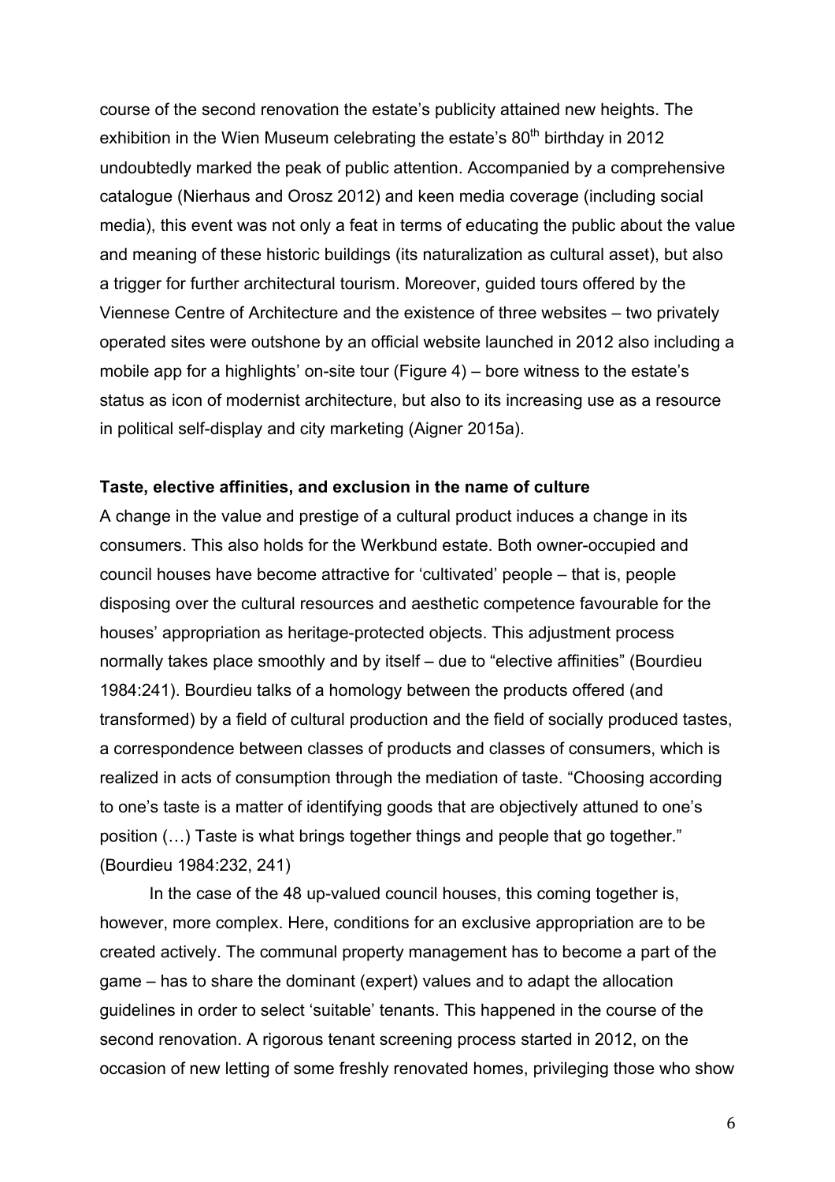course of the second renovation the estate's publicity attained new heights. The exhibition in the Wien Museum celebrating the estate's 80th birthday in 2012 undoubtedly marked the peak of public attention. Accompanied by a comprehensive catalogue (Nierhaus and Orosz 2012) and keen media coverage (including social media), this event was not only a feat in terms of educating the public about the value and meaning of these historic buildings (its naturalization as cultural asset), but also a trigger for further architectural tourism. Moreover, guided tours offered by the Viennese Centre of Architecture and the existence of three websites – two privately operated sites were outshone by an official website launched in 2012 also including a mobile app for a highlights' on-site tour (Figure 4) – bore witness to the estate's status as icon of modernist architecture, but also to its increasing use as a resource in political self-display and city marketing (Aigner 2015a).

**Taste, elective affinities, and exclusion in the name of culture**

A change in the value and prestige of a cultural product induces a change in its consumers. This also holds for the Werkbund estate. Both owner-occupied and council houses have become attractive for 'cultivated' people – that is, people disposing over the cultural resources and aesthetic competence favourable for the houses' appropriation as heritage-protected objects. This adjustment process normally takes place smoothly and by itself – due to "elective affinities" (Bourdieu 1984:241). Bourdieu talks of a homology between the products offered (and transformed) by a field of cultural production and the field of socially produced tastes, a correspondence between classes of products and classes of consumers, which is realized in acts of consumption through the mediation of taste. "Choosing according to one's taste is a matter of identifying goods that are objectively attuned to one's position (…) Taste is what brings together things and people that go together." (Bourdieu 1984:232, 241)

In the case of the 48 up-valued council houses, this coming together is, however, more complex. Here, conditions for an exclusive appropriation are to be created actively. The communal property management has to become a part of the game – has to share the dominant (expert) values and to adapt the allocation guidelines in order to select 'suitable' tenants. This happened in the course of the second renovation. A rigorous tenant screening process started in 2012, on the occasion of new letting of some freshly renovated homes, privileging those who show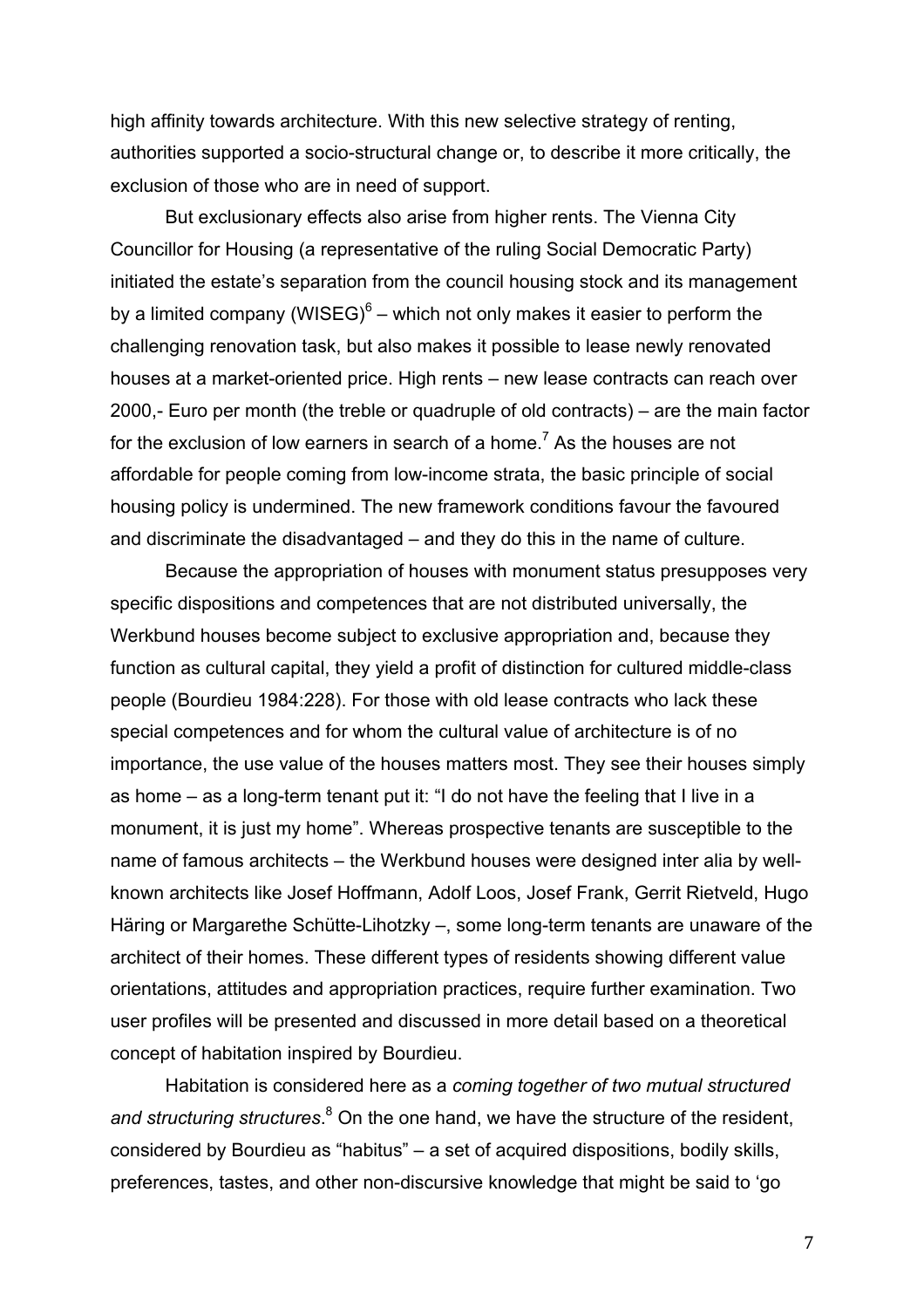high affinity towards architecture. With this new selective strategy of renting, authorities supported a socio-structural change or, to describe it more critically, the exclusion of those who are in need of support.

But exclusionary effects also arise from higher rents. The Vienna City Councillor for Housing (a representative of the ruling Social Democratic Party) initiated the estate's separation from the council housing stock and its management by a limited company (WISEG)[6] – which not only makes it easier to perform the challenging renovation task, but also makes it possible to lease newly renovated houses at a market-oriented price. High rents – new lease contracts can reach over 2000,- Euro per month (the treble or quadruple of old contracts) – are the main factor for the exclusion of low earners in search of a home.[7] As the houses are not affordable for people coming from low-income strata, the basic principle of social housing policy is undermined. The new framework conditions favour the favoured and discriminate the disadvantaged – and they do this in the name of culture.

Because the appropriation of houses with monument status presupposes very specific dispositions and competences that are not distributed universally, the Werkbund houses become subject to exclusive appropriation and, because they function as cultural capital, they yield a profit of distinction for cultured middle-class people (Bourdieu 1984:228). For those with old lease contracts who lack these special competences and for whom the cultural value of architecture is of no importance, the use value of the houses matters most. They see their houses simply as home – as a long-term tenant put it: "I do not have the feeling that I live in a monument, it is just my home". Whereas prospective tenants are susceptible to the name of famous architects – the Werkbund houses were designed inter alia by well-known architects like Josef Hoffmann, Adolf Loos, Josef Frank, Gerrit Rietveld, Hugo Häring or Margarethe Schütte-Lihotzky –, some long-term tenants are unaware of the architect of their homes. These different types of residents showing different value orientations, attitudes and appropriation practices, require further examination. Two user profiles will be presented and discussed in more detail based on a theoretical concept of habitation inspired by Bourdieu.

Habitation is considered here as a *coming together of two mutual structured and structuring structures*.[8] On the one hand, we have the structure of the resident, considered by Bourdieu as "habitus" – a set of acquired dispositions, bodily skills, preferences, tastes, and other non-discursive knowledge that might be said to 'go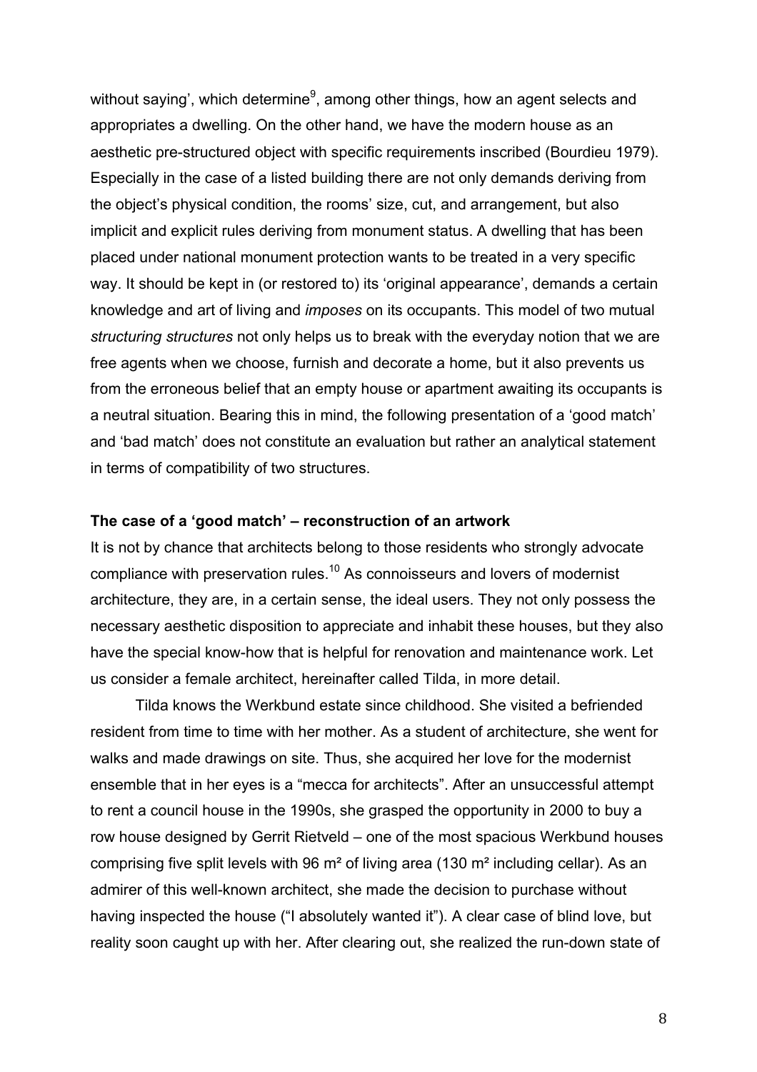without saying', which determine[9], among other things, how an agent selects and appropriates a dwelling. On the other hand, we have the modern house as an aesthetic pre-structured object with specific requirements inscribed (Bourdieu 1979). Especially in the case of a listed building there are not only demands deriving from the object's physical condition, the rooms' size, cut, and arrangement, but also implicit and explicit rules deriving from monument status. A dwelling that has been placed under national monument protection wants to be treated in a very specific way. It should be kept in (or restored to) its 'original appearance', demands a certain knowledge and art of living and *imposes* on its occupants. This model of two mutual *structuring structures* not only helps us to break with the everyday notion that we are free agents when we choose, furnish and decorate a home, but it also prevents us from the erroneous belief that an empty house or apartment awaiting its occupants is a neutral situation. Bearing this in mind, the following presentation of a 'good match' and 'bad match' does not constitute an evaluation but rather an analytical statement in terms of compatibility of two structures.

**The case of a 'good match' – reconstruction of an artwork**

It is not by chance that architects belong to those residents who strongly advocate compliance with preservation rules.[10] As connoisseurs and lovers of modernist architecture, they are, in a certain sense, the ideal users. They not only possess the necessary aesthetic disposition to appreciate and inhabit these houses, but they also have the special know-how that is helpful for renovation and maintenance work. Let us consider a female architect, hereinafter called Tilda, in more detail.

Tilda knows the Werkbund estate since childhood. She visited a befriended resident from time to time with her mother. As a student of architecture, she went for walks and made drawings on site. Thus, she acquired her love for the modernist ensemble that in her eyes is a "mecca for architects". After an unsuccessful attempt to rent a council house in the 1990s, she grasped the opportunity in 2000 to buy a row house designed by Gerrit Rietveld – one of the most spacious Werkbund houses comprising five split levels with 96 m² of living area (130 m² including cellar). As an admirer of this well-known architect, she made the decision to purchase without having inspected the house ("I absolutely wanted it"). A clear case of blind love, but reality soon caught up with her. After clearing out, she realized the run-down state of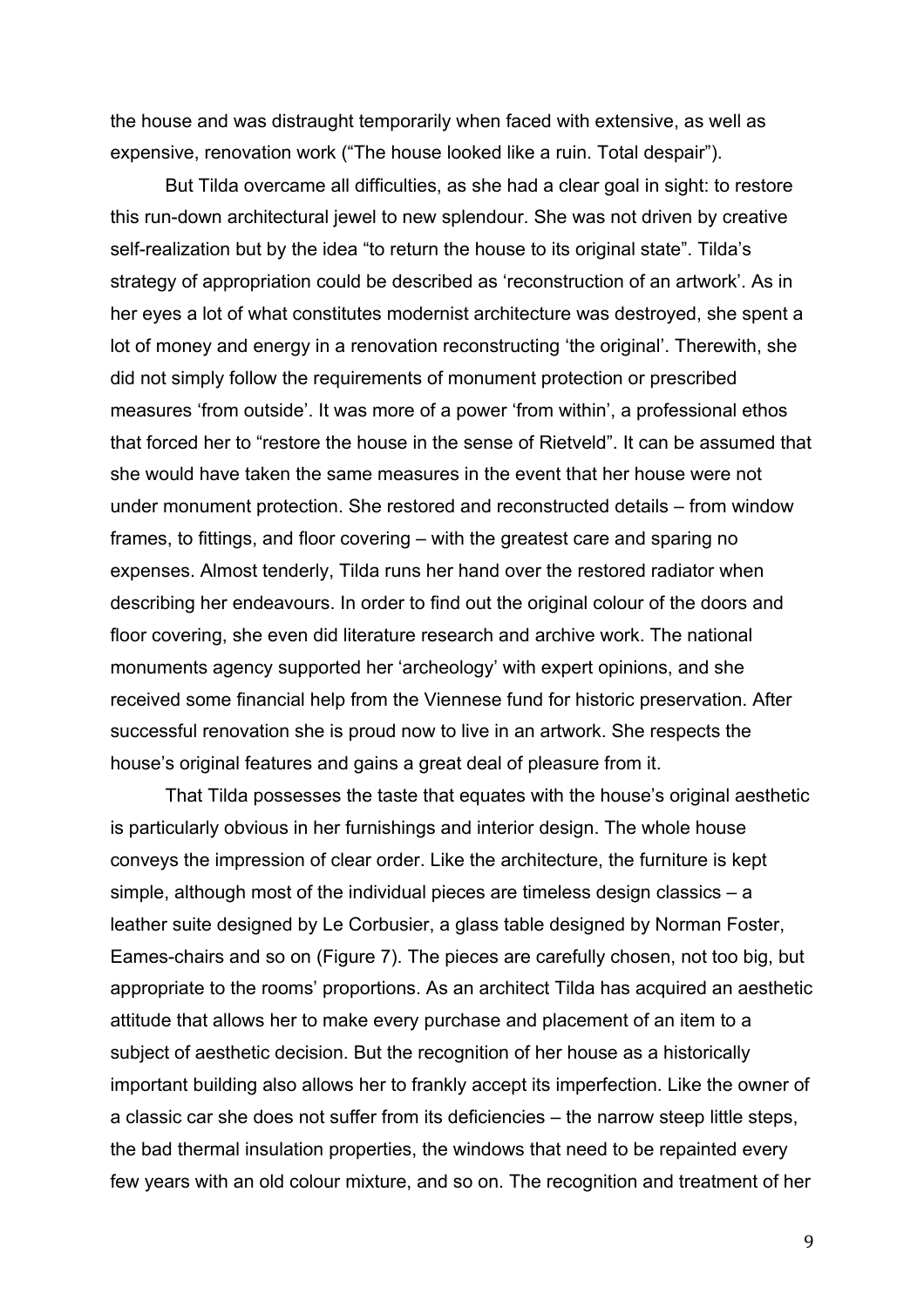the house and was distraught temporarily when faced with extensive, as well as expensive, renovation work ("The house looked like a ruin. Total despair").

But Tilda overcame all difficulties, as she had a clear goal in sight: to restore this run-down architectural jewel to new splendour. She was not driven by creative self-realization but by the idea "to return the house to its original state". Tilda's strategy of appropriation could be described as 'reconstruction of an artwork'. As in her eyes a lot of what constitutes modernist architecture was destroyed, she spent a lot of money and energy in a renovation reconstructing 'the original'. Therewith, she did not simply follow the requirements of monument protection or prescribed measures 'from outside'. It was more of a power 'from within', a professional ethos that forced her to "restore the house in the sense of Rietveld". It can be assumed that she would have taken the same measures in the event that her house were not under monument protection. She restored and reconstructed details – from window frames, to fittings, and floor covering – with the greatest care and sparing no expenses. Almost tenderly, Tilda runs her hand over the restored radiator when describing her endeavours. In order to find out the original colour of the doors and floor covering, she even did literature research and archive work. The national monuments agency supported her 'archeology' with expert opinions, and she received some financial help from the Viennese fund for historic preservation. After successful renovation she is proud now to live in an artwork. She respects the house's original features and gains a great deal of pleasure from it.

That Tilda possesses the taste that equates with the house's original aesthetic is particularly obvious in her furnishings and interior design. The whole house conveys the impression of clear order. Like the architecture, the furniture is kept simple, although most of the individual pieces are timeless design classics – a leather suite designed by Le Corbusier, a glass table designed by Norman Foster, Eames-chairs and so on (Figure 7). The pieces are carefully chosen, not too big, but appropriate to the rooms' proportions. As an architect Tilda has acquired an aesthetic attitude that allows her to make every purchase and placement of an item to a subject of aesthetic decision. But the recognition of her house as a historically important building also allows her to frankly accept its imperfection. Like the owner of a classic car she does not suffer from its deficiencies – the narrow steep little steps, the bad thermal insulation properties, the windows that need to be repainted every few years with an old colour mixture, and so on. The recognition and treatment of her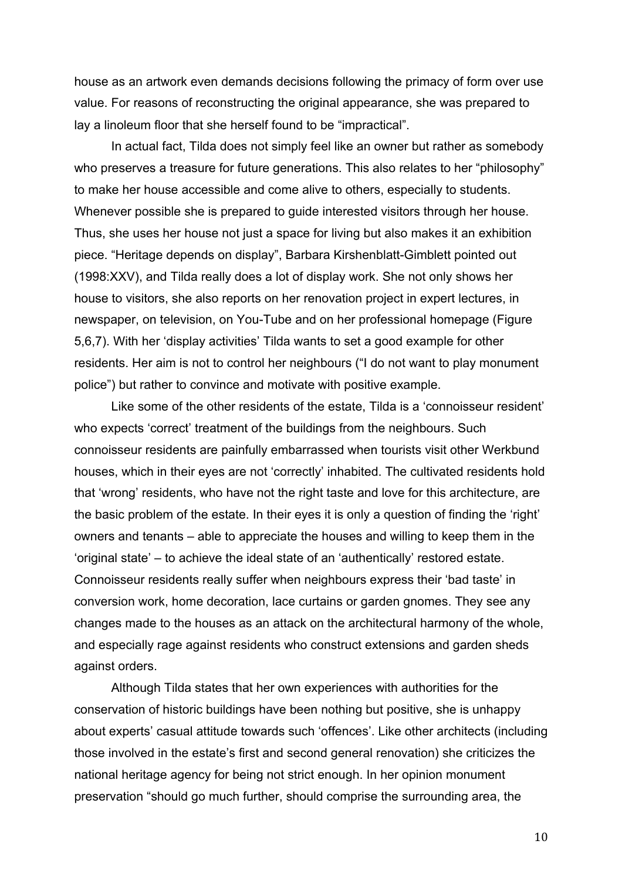house as an artwork even demands decisions following the primacy of form over use value. For reasons of reconstructing the original appearance, she was prepared to lay a linoleum floor that she herself found to be "impractical".

In actual fact, Tilda does not simply feel like an owner but rather as somebody who preserves a treasure for future generations. This also relates to her "philosophy" to make her house accessible and come alive to others, especially to students. Whenever possible she is prepared to guide interested visitors through her house. Thus, she uses her house not just a space for living but also makes it an exhibition piece. "Heritage depends on display", Barbara Kirshenblatt-Gimblett pointed out (1998:XXV), and Tilda really does a lot of display work. She not only shows her house to visitors, she also reports on her renovation project in expert lectures, in newspaper, on television, on You-Tube and on her professional homepage (Figure 5,6,7). With her 'display activities' Tilda wants to set a good example for other residents. Her aim is not to control her neighbours ("I do not want to play monument police") but rather to convince and motivate with positive example.

Like some of the other residents of the estate, Tilda is a 'connoisseur resident' who expects 'correct' treatment of the buildings from the neighbours. Such connoisseur residents are painfully embarrassed when tourists visit other Werkbund houses, which in their eyes are not 'correctly' inhabited. The cultivated residents hold that 'wrong' residents, who have not the right taste and love for this architecture, are the basic problem of the estate. In their eyes it is only a question of finding the 'right' owners and tenants – able to appreciate the houses and willing to keep them in the 'original state' – to achieve the ideal state of an 'authentically' restored estate. Connoisseur residents really suffer when neighbours express their 'bad taste' in conversion work, home decoration, lace curtains or garden gnomes. They see any changes made to the houses as an attack on the architectural harmony of the whole, and especially rage against residents who construct extensions and garden sheds against orders.

Although Tilda states that her own experiences with authorities for the conservation of historic buildings have been nothing but positive, she is unhappy about experts' casual attitude towards such 'offences'. Like other architects (including those involved in the estate's first and second general renovation) she criticizes the national heritage agency for being not strict enough. In her opinion monument preservation "should go much further, should comprise the surrounding area, the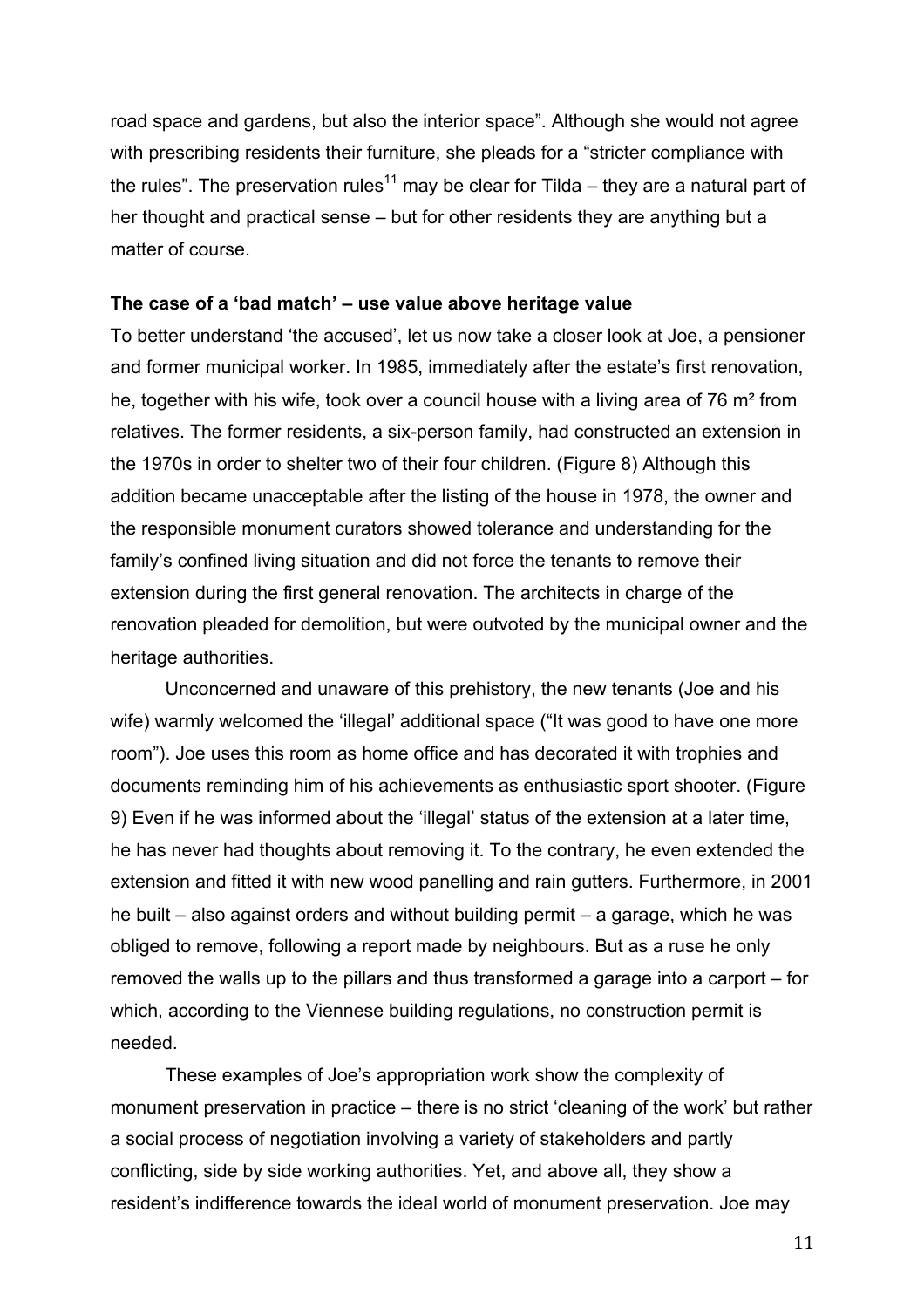road space and gardens, but also the interior space". Although she would not agree with prescribing residents their furniture, she pleads for a "stricter compliance with the rules". The preservation rules[11] may be clear for Tilda – they are a natural part of her thought and practical sense – but for other residents they are anything but a matter of course.

**The case of a 'bad match' – use value above heritage value**

To better understand 'the accused', let us now take a closer look at Joe, a pensioner and former municipal worker. In 1985, immediately after the estate's first renovation, he, together with his wife, took over a council house with a living area of 76 m² from relatives. The former residents, a six-person family, had constructed an extension in the 1970s in order to shelter two of their four children. (Figure 8) Although this addition became unacceptable after the listing of the house in 1978, the owner and the responsible monument curators showed tolerance and understanding for the family's confined living situation and did not force the tenants to remove their extension during the first general renovation. The architects in charge of the renovation pleaded for demolition, but were outvoted by the municipal owner and the heritage authorities.

Unconcerned and unaware of this prehistory, the new tenants (Joe and his wife) warmly welcomed the 'illegal' additional space ("It was good to have one more room"). Joe uses this room as home office and has decorated it with trophies and documents reminding him of his achievements as enthusiastic sport shooter. (Figure 9) Even if he was informed about the 'illegal' status of the extension at a later time, he has never had thoughts about removing it. To the contrary, he even extended the extension and fitted it with new wood panelling and rain gutters. Furthermore, in 2001 he built – also against orders and without building permit – a garage, which he was obliged to remove, following a report made by neighbours. But as a ruse he only removed the walls up to the pillars and thus transformed a garage into a carport – for which, according to the Viennese building regulations, no construction permit is needed.

These examples of Joe's appropriation work show the complexity of monument preservation in practice – there is no strict 'cleaning of the work' but rather a social process of negotiation involving a variety of stakeholders and partly conflicting, side by side working authorities. Yet, and above all, they show a resident's indifference towards the ideal world of monument preservation. Joe may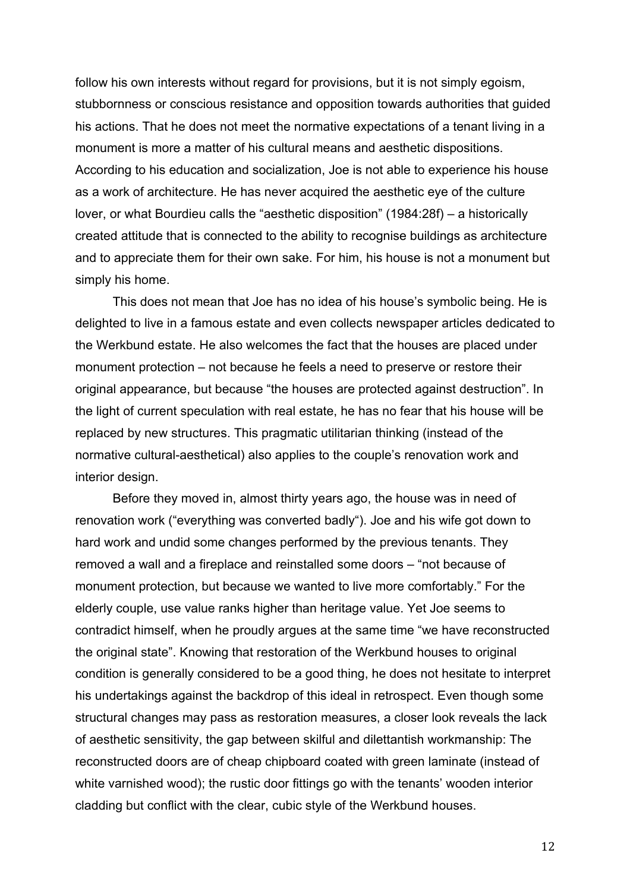follow his own interests without regard for provisions, but it is not simply egoism, stubbornness or conscious resistance and opposition towards authorities that guided his actions. That he does not meet the normative expectations of a tenant living in a monument is more a matter of his cultural means and aesthetic dispositions. According to his education and socialization, Joe is not able to experience his house as a work of architecture. He has never acquired the aesthetic eye of the culture lover, or what Bourdieu calls the "aesthetic disposition" (1984:28f) – a historically created attitude that is connected to the ability to recognise buildings as architecture and to appreciate them for their own sake. For him, his house is not a monument but simply his home.

This does not mean that Joe has no idea of his house's symbolic being. He is delighted to live in a famous estate and even collects newspaper articles dedicated to the Werkbund estate. He also welcomes the fact that the houses are placed under monument protection – not because he feels a need to preserve or restore their original appearance, but because "the houses are protected against destruction". In the light of current speculation with real estate, he has no fear that his house will be replaced by new structures. This pragmatic utilitarian thinking (instead of the normative cultural-aesthetical) also applies to the couple's renovation work and interior design.

Before they moved in, almost thirty years ago, the house was in need of renovation work ("everything was converted badly"). Joe and his wife got down to hard work and undid some changes performed by the previous tenants. They removed a wall and a fireplace and reinstalled some doors – "not because of monument protection, but because we wanted to live more comfortably." For the elderly couple, use value ranks higher than heritage value. Yet Joe seems to contradict himself, when he proudly argues at the same time "we have reconstructed the original state". Knowing that restoration of the Werkbund houses to original condition is generally considered to be a good thing, he does not hesitate to interpret his undertakings against the backdrop of this ideal in retrospect. Even though some structural changes may pass as restoration measures, a closer look reveals the lack of aesthetic sensitivity, the gap between skilful and dilettantish workmanship: The reconstructed doors are of cheap chipboard coated with green laminate (instead of white varnished wood); the rustic door fittings go with the tenants' wooden interior cladding but conflict with the clear, cubic style of the Werkbund houses.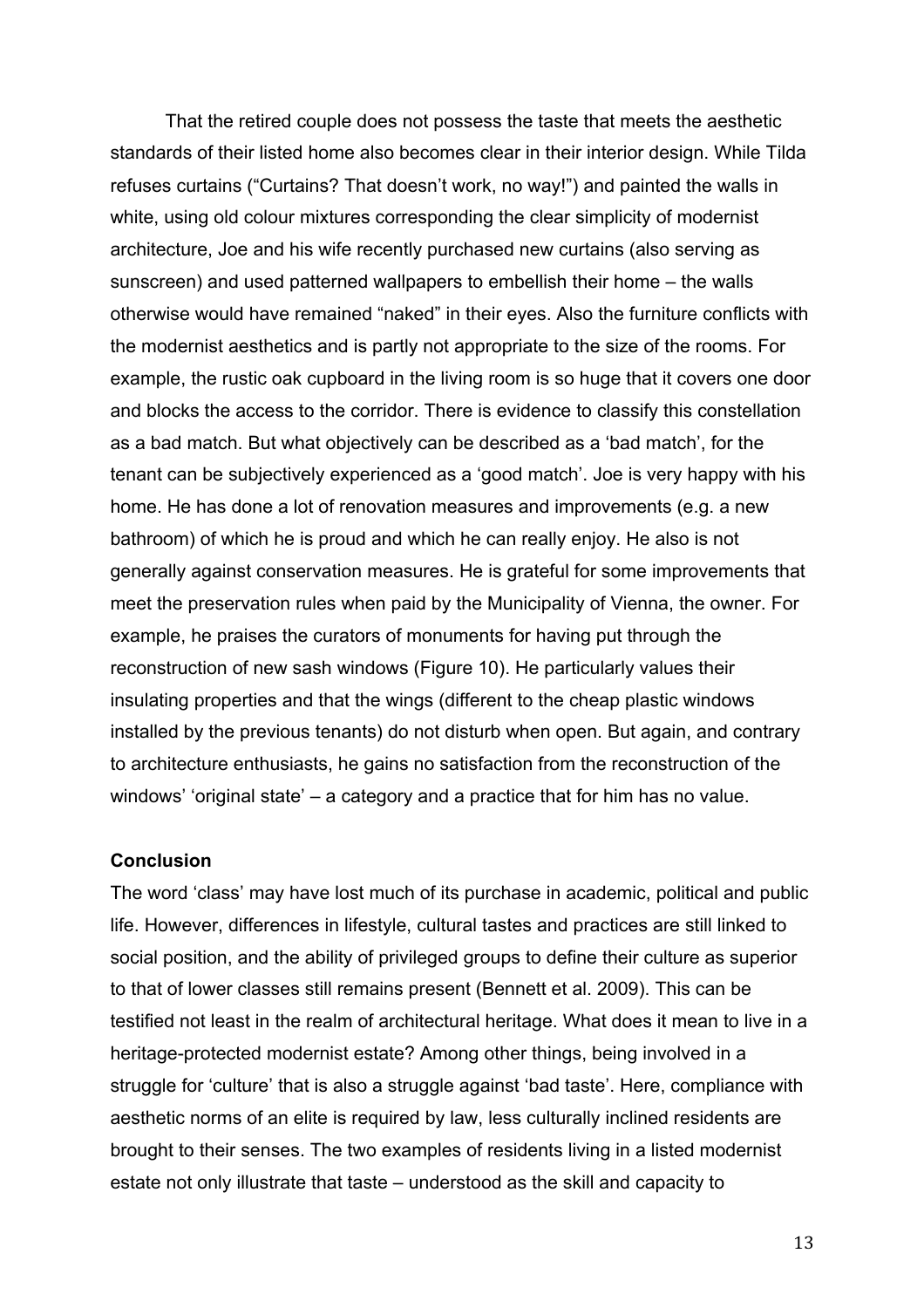That the retired couple does not possess the taste that meets the aesthetic standards of their listed home also becomes clear in their interior design. While Tilda refuses curtains ("Curtains? That doesn't work, no way!") and painted the walls in white, using old colour mixtures corresponding the clear simplicity of modernist architecture, Joe and his wife recently purchased new curtains (also serving as sunscreen) and used patterned wallpapers to embellish their home – the walls otherwise would have remained "naked" in their eyes. Also the furniture conflicts with the modernist aesthetics and is partly not appropriate to the size of the rooms. For example, the rustic oak cupboard in the living room is so huge that it covers one door and blocks the access to the corridor. There is evidence to classify this constellation as a bad match. But what objectively can be described as a 'bad match', for the tenant can be subjectively experienced as a 'good match'. Joe is very happy with his home. He has done a lot of renovation measures and improvements (e.g. a new bathroom) of which he is proud and which he can really enjoy. He also is not generally against conservation measures. He is grateful for some improvements that meet the preservation rules when paid by the Municipality of Vienna, the owner. For example, he praises the curators of monuments for having put through the reconstruction of new sash windows (Figure 10). He particularly values their insulating properties and that the wings (different to the cheap plastic windows installed by the previous tenants) do not disturb when open. But again, and contrary to architecture enthusiasts, he gains no satisfaction from the reconstruction of the windows' 'original state' – a category and a practice that for him has no value.

## Conclusion

The word 'class' may have lost much of its purchase in academic, political and public life. However, differences in lifestyle, cultural tastes and practices are still linked to social position, and the ability of privileged groups to define their culture as superior to that of lower classes still remains present (Bennett et al. 2009). This can be testified not least in the realm of architectural heritage. What does it mean to live in a heritage-protected modernist estate? Among other things, being involved in a struggle for 'culture' that is also a struggle against 'bad taste'. Here, compliance with aesthetic norms of an elite is required by law, less culturally inclined residents are brought to their senses. The two examples of residents living in a listed modernist estate not only illustrate that taste – understood as the skill and capacity to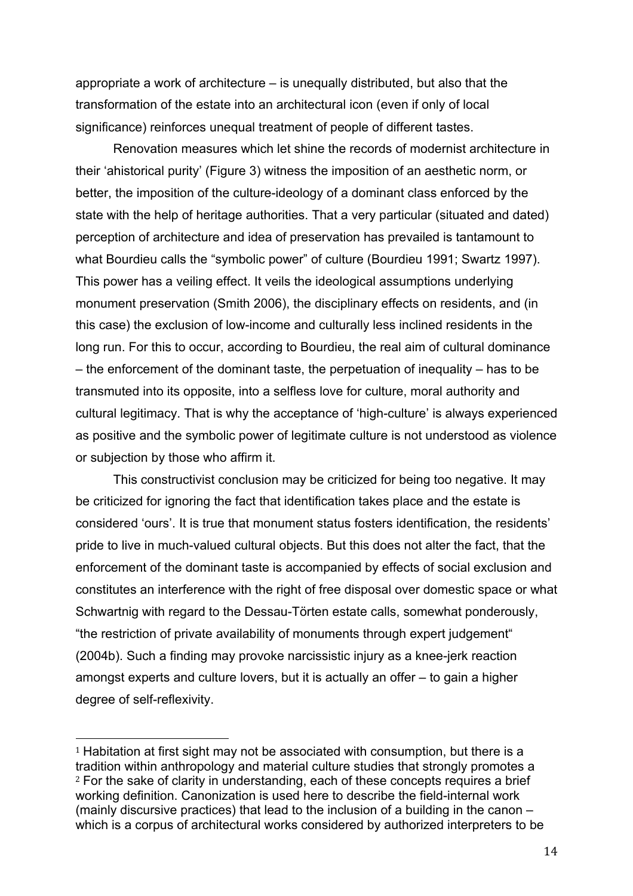appropriate a work of architecture – is unequally distributed, but also that the transformation of the estate into an architectural icon (even if only of local significance) reinforces unequal treatment of people of different tastes.

Renovation measures which let shine the records of modernist architecture in their 'ahistorical purity' (Figure 3) witness the imposition of an aesthetic norm, or better, the imposition of the culture-ideology of a dominant class enforced by the state with the help of heritage authorities. That a very particular (situated and dated) perception of architecture and idea of preservation has prevailed is tantamount to what Bourdieu calls the "symbolic power" of culture (Bourdieu 1991; Swartz 1997). This power has a veiling effect. It veils the ideological assumptions underlying monument preservation (Smith 2006), the disciplinary effects on residents, and (in this case) the exclusion of low-income and culturally less inclined residents in the long run. For this to occur, according to Bourdieu, the real aim of cultural dominance – the enforcement of the dominant taste, the perpetuation of inequality – has to be transmuted into its opposite, into a selfless love for culture, moral authority and cultural legitimacy. That is why the acceptance of 'high-culture' is always experienced as positive and the symbolic power of legitimate culture is not understood as violence or subjection by those who affirm it.

This constructivist conclusion may be criticized for being too negative. It may be criticized for ignoring the fact that identification takes place and the estate is considered 'ours'. It is true that monument status fosters identification, the residents' pride to live in much-valued cultural objects. But this does not alter the fact, that the enforcement of the dominant taste is accompanied by effects of social exclusion and constitutes an interference with the right of free disposal over domestic space or what Schwartnig with regard to the Dessau-Törten estate calls, somewhat ponderously, "the restriction of private availability of monuments through expert judgement" (2004b). Such a finding may provoke narcissistic injury as a knee-jerk reaction amongst experts and culture lovers, but it is actually an offer – to gain a higher degree of self-reflexivity.

---

[1] Habitation at first sight may not be associated with consumption, but there is a tradition within anthropology and material culture studies that strongly promotes a

[2] For the sake of clarity in understanding, each of these concepts requires a brief working definition. Canonization is used here to describe the field-internal work (mainly discursive practices) that lead to the inclusion of a building in the canon – which is a corpus of architectural works considered by authorized interpreters to be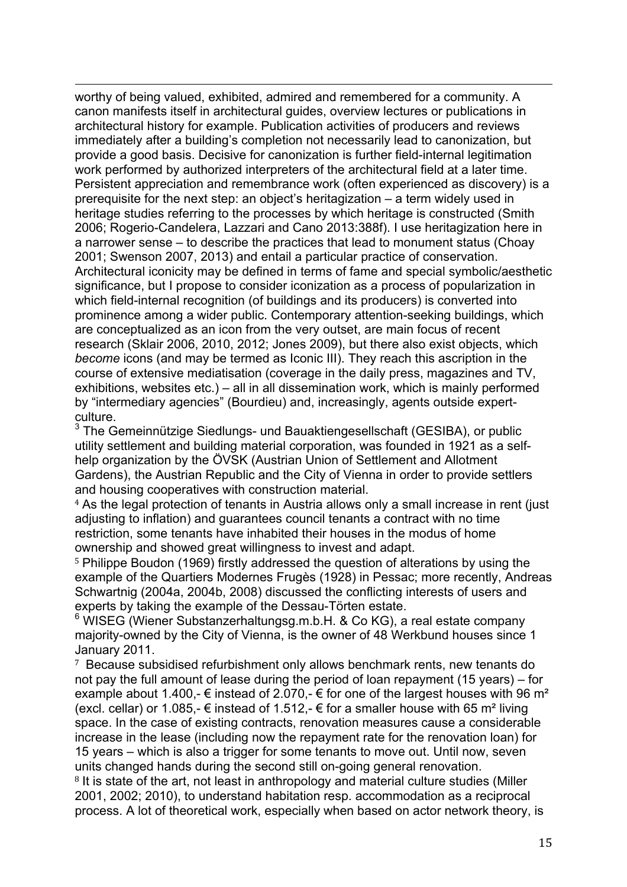worthy of being valued, exhibited, admired and remembered for a community. A canon manifests itself in architectural guides, overview lectures or publications in architectural history for example. Publication activities of producers and reviews immediately after a building's completion not necessarily lead to canonization, but provide a good basis. Decisive for canonization is further field-internal legitimation work performed by authorized interpreters of the architectural field at a later time. Persistent appreciation and remembrance work (often experienced as discovery) is a prerequisite for the next step: an object's heritagization – a term widely used in heritage studies referring to the processes by which heritage is constructed (Smith 2006; Rogerio-Candelera, Lazzari and Cano 2013:388f). I use heritagization here in a narrower sense – to describe the practices that lead to monument status (Choay 2001; Swenson 2007, 2013) and entail a particular practice of conservation. Architectural iconicity may be defined in terms of fame and special symbolic/aesthetic significance, but I propose to consider iconization as a process of popularization in which field-internal recognition (of buildings and its producers) is converted into prominence among a wider public. Contemporary attention-seeking buildings, which are conceptualized as an icon from the very outset, are main focus of recent research (Sklair 2006, 2010, 2012; Jones 2009), but there also exist objects, which *become* icons (and may be termed as Iconic III). They reach this ascription in the course of extensive mediatisation (coverage in the daily press, magazines and TV, exhibitions, websites etc.) – all in all dissemination work, which is mainly performed by "intermediary agencies" (Bourdieu) and, increasingly, agents outside expert-culture.

[3] The Gemeinnützige Siedlungs- und Bauaktiengesellschaft (GESIBA), or public utility settlement and building material corporation, was founded in 1921 as a self-help organization by the ÖVSK (Austrian Union of Settlement and Allotment Gardens), the Austrian Republic and the City of Vienna in order to provide settlers and housing cooperatives with construction material.

[4] As the legal protection of tenants in Austria allows only a small increase in rent (just adjusting to inflation) and guarantees council tenants a contract with no time restriction, some tenants have inhabited their houses in the modus of home ownership and showed great willingness to invest and adapt.

[5] Philippe Boudon (1969) firstly addressed the question of alterations by using the example of the Quartiers Modernes Frugès (1928) in Pessac; more recently, Andreas Schwartnig (2004a, 2004b, 2008) discussed the conflicting interests of users and experts by taking the example of the Dessau-Törten estate.

[6] WISEG (Wiener Substanzerhaltungsg.m.b.H. & Co KG), a real estate company majority-owned by the City of Vienna, is the owner of 48 Werkbund houses since 1 January 2011.

[7] Because subsidised refurbishment only allows benchmark rents, new tenants do not pay the full amount of lease during the period of loan repayment (15 years) – for example about 1.400,- € instead of 2.070,- € for one of the largest houses with 96 m² (excl. cellar) or 1.085,- € instead of 1.512,- € for a smaller house with 65 m² living space. In the case of existing contracts, renovation measures cause a considerable increase in the lease (including now the repayment rate for the renovation loan) for 15 years – which is also a trigger for some tenants to move out. Until now, seven units changed hands during the second still on-going general renovation.

[8] It is state of the art, not least in anthropology and material culture studies (Miller 2001, 2002; 2010), to understand habitation resp. accommodation as a reciprocal process. A lot of theoretical work, especially when based on actor network theory, is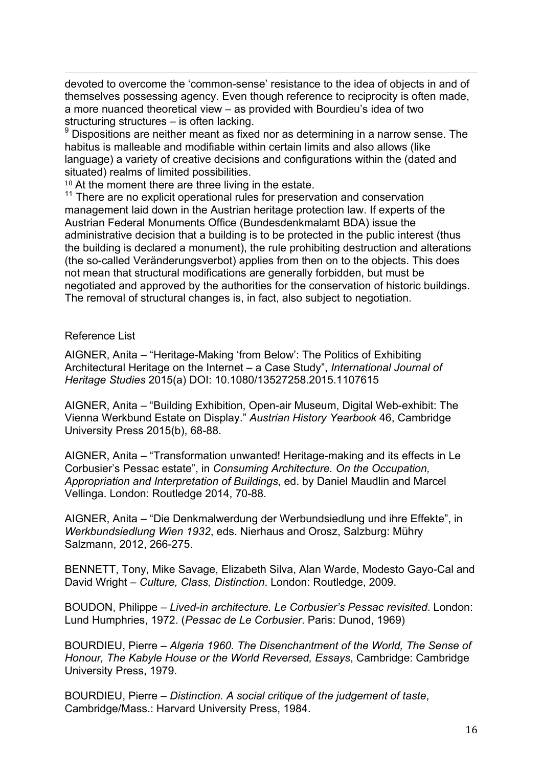devoted to overcome the 'common-sense' resistance to the idea of objects in and of themselves possessing agency. Even though reference to reciprocity is often made, a more nuanced theoretical view – as provided with Bourdieu's idea of two structuring structures – is often lacking.

[9] Dispositions are neither meant as fixed nor as determining in a narrow sense. The habitus is malleable and modifiable within certain limits and also allows (like language) a variety of creative decisions and configurations within the (dated and situated) realms of limited possibilities.

[10] At the moment there are three living in the estate.

[11] There are no explicit operational rules for preservation and conservation management laid down in the Austrian heritage protection law. If experts of the Austrian Federal Monuments Office (Bundesdenkmalamt BDA) issue the administrative decision that a building is to be protected in the public interest (thus the building is declared a monument), the rule prohibiting destruction and alterations (the so-called Veränderungsverbot) applies from then on to the objects. This does not mean that structural modifications are generally forbidden, but must be negotiated and approved by the authorities for the conservation of historic buildings. The removal of structural changes is, in fact, also subject to negotiation.

Reference List

AIGNER, Anita – "Heritage-Making 'from Below': The Politics of Exhibiting Architectural Heritage on the Internet – a Case Study", *International Journal of Heritage Studies* 2015(a) DOI: 10.1080/13527258.2015.1107615

AIGNER, Anita – "Building Exhibition, Open-air Museum, Digital Web-exhibit: The Vienna Werkbund Estate on Display." *Austrian History Yearbook* 46, Cambridge University Press 2015(b), 68-88.

AIGNER, Anita – "Transformation unwanted! Heritage-making and its effects in Le Corbusier's Pessac estate", in *Consuming Architecture. On the Occupation, Appropriation and Interpretation of Buildings*, ed. by Daniel Maudlin and Marcel Vellinga. London: Routledge 2014, 70-88.

AIGNER, Anita – "Die Denkmalwerdung der Werbundsiedlung und ihre Effekte", in *Werkbundsiedlung Wien 1932*, eds. Nierhaus and Orosz, Salzburg: Mühry Salzmann, 2012, 266-275.

BENNETT, Tony, Mike Savage, Elizabeth Silva, Alan Warde, Modesto Gayo-Cal and David Wright – *Culture, Class, Distinction*. London: Routledge, 2009.

BOUDON, Philippe – *Lived-in architecture. Le Corbusier's Pessac revisited*. London: Lund Humphries, 1972. (*Pessac de Le Corbusier*. Paris: Dunod, 1969)

BOURDIEU, Pierre – *Algeria 1960. The Disenchantment of the World, The Sense of Honour, The Kabyle House or the World Reversed, Essays*, Cambridge: Cambridge University Press, 1979.

BOURDIEU, Pierre – *Distinction. A social critique of the judgement of taste*, Cambridge/Mass.: Harvard University Press, 1984.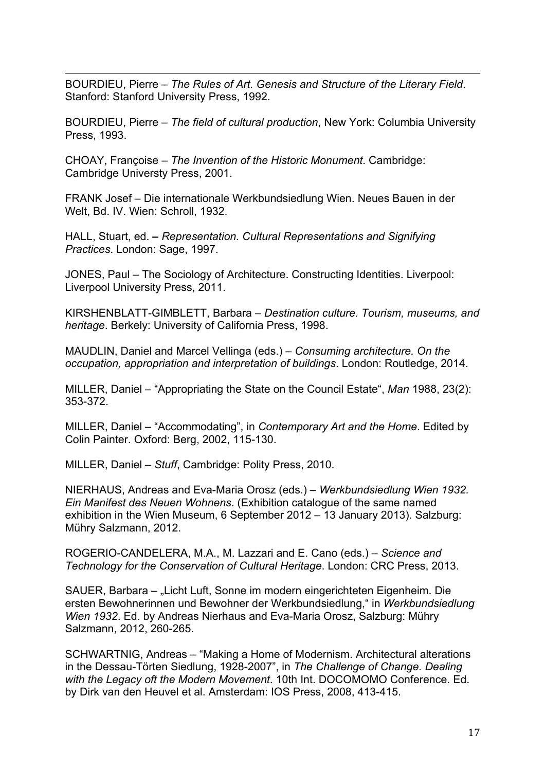BOURDIEU, Pierre – *The Rules of Art. Genesis and Structure of the Literary Field*. Stanford: Stanford University Press, 1992.

BOURDIEU, Pierre – *The field of cultural production*, New York: Columbia University Press, 1993.

CHOAY, Françoise – *The Invention of the Historic Monument*. Cambridge: Cambridge Universty Press, 2001.

FRANK Josef – Die internationale Werkbundsiedlung Wien. Neues Bauen in der Welt, Bd. IV. Wien: Schroll, 1932.

HALL, Stuart, ed. **–** *Representation. Cultural Representations and Signifying Practices*. London: Sage, 1997.

JONES, Paul – The Sociology of Architecture. Constructing Identities. Liverpool: Liverpool University Press, 2011.

KIRSHENBLATT-GIMBLETT, Barbara – *Destination culture. Tourism, museums, and heritage*. Berkely: University of California Press, 1998.

MAUDLIN, Daniel and Marcel Vellinga (eds.) – *Consuming architecture. On the occupation, appropriation and interpretation of buildings*. London: Routledge, 2014.

MILLER, Daniel – "Appropriating the State on the Council Estate", *Man* 1988, 23(2): 353-372.

MILLER, Daniel – "Accommodating", in *Contemporary Art and the Home*. Edited by Colin Painter. Oxford: Berg, 2002, 115-130.

MILLER, Daniel – *Stuff*, Cambridge: Polity Press, 2010.

NIERHAUS, Andreas and Eva-Maria Orosz (eds.) – *Werkbundsiedlung Wien 1932. Ein Manifest des Neuen Wohnens*. (Exhibition catalogue of the same named exhibition in the Wien Museum, 6 September 2012 – 13 January 2013). Salzburg: Mühry Salzmann, 2012.

ROGERIO-CANDELERA, M.A., M. Lazzari and E. Cano (eds.) – *Science and Technology for the Conservation of Cultural Heritage*. London: CRC Press, 2013.

SAUER, Barbara – „Licht Luft, Sonne im modern eingerichteten Eigenheim. Die ersten Bewohnerinnen und Bewohner der Werkbundsiedlung," in *Werkbundsiedlung Wien 1932*. Ed. by Andreas Nierhaus and Eva-Maria Orosz, Salzburg: Mühry Salzmann, 2012, 260-265.

SCHWARTNIG, Andreas – "Making a Home of Modernism. Architectural alterations in the Dessau-Törten Siedlung, 1928-2007", in *The Challenge of Change. Dealing with the Legacy oft the Modern Movement*. 10th Int. DOCOMOMO Conference. Ed. by Dirk van den Heuvel et al. Amsterdam: IOS Press, 2008, 413-415.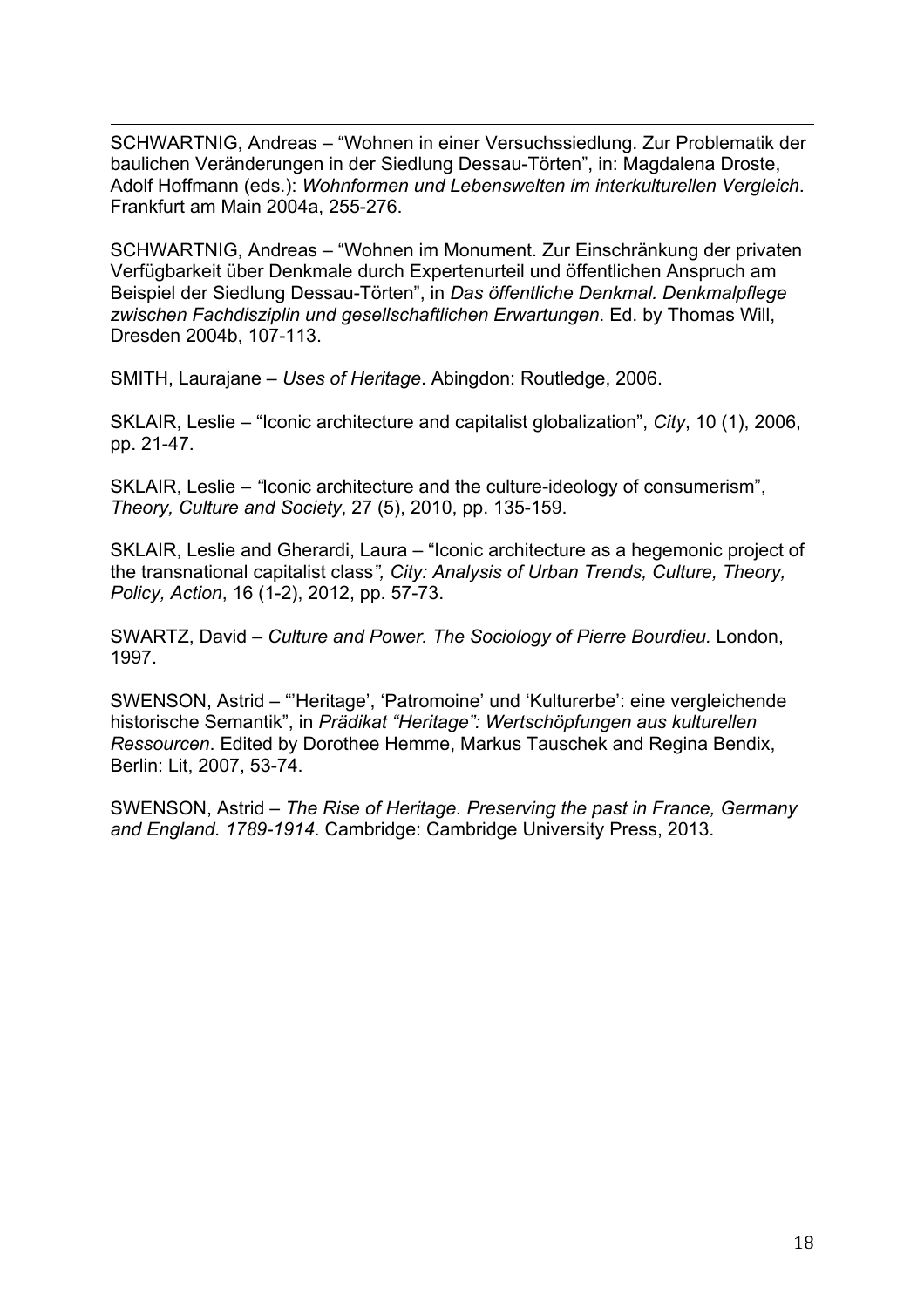SCHWARTNIG, Andreas – "Wohnen in einer Versuchssiedlung. Zur Problematik der baulichen Veränderungen in der Siedlung Dessau-Törten", in: Magdalena Droste, Adolf Hoffmann (eds.): *Wohnformen und Lebenswelten im interkulturellen Vergleich*. Frankfurt am Main 2004a, 255-276.

SCHWARTNIG, Andreas – "Wohnen im Monument. Zur Einschränkung der privaten Verfügbarkeit über Denkmale durch Expertenurteil und öffentlichen Anspruch am Beispiel der Siedlung Dessau-Törten", in *Das öffentliche Denkmal. Denkmalpflege zwischen Fachdisziplin und gesellschaftlichen Erwartungen*. Ed. by Thomas Will, Dresden 2004b, 107-113.

SMITH, Laurajane – *Uses of Heritage*. Abingdon: Routledge, 2006.

SKLAIR, Leslie – "Iconic architecture and capitalist globalization", *City*, 10 (1), 2006, pp. 21-47.

SKLAIR, Leslie – "Iconic architecture and the culture-ideology of consumerism", *Theory, Culture and Society*, 27 (5), 2010, pp. 135-159.

SKLAIR, Leslie and Gherardi, Laura – "Iconic architecture as a hegemonic project of the transnational capitalist class*", City: Analysis of Urban Trends, Culture, Theory, Policy, Action*, 16 (1-2), 2012, pp. 57-73.

SWARTZ, David – *Culture and Power. The Sociology of Pierre Bourdieu.* London, 1997.

SWENSON, Astrid – "'Heritage', 'Patromoine' und 'Kulturerbe': eine vergleichende historische Semantik", in *Prädikat "Heritage": Wertschöpfungen aus kulturellen Ressourcen*. Edited by Dorothee Hemme, Markus Tauschek and Regina Bendix, Berlin: Lit, 2007, 53-74.

SWENSON, Astrid – *The Rise of Heritage. Preserving the past in France, Germany and England. 1789-1914*. Cambridge: Cambridge University Press, 2013.